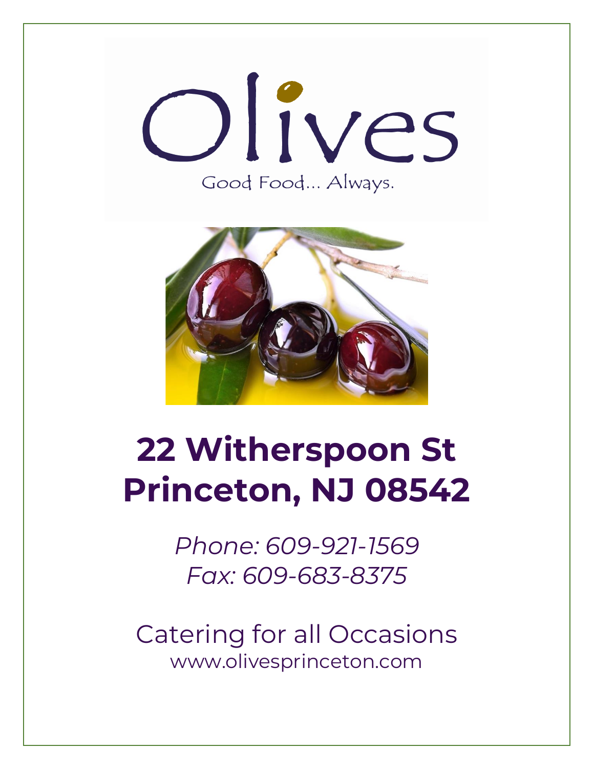# Olives

Good Food... Always.

## 22 Witherspoon St
## Princeton, NJ 08542

*Phone: 609-921-1569*
*Fax: 609-683-8375*

Catering for all Occasions

www.olivesprinceton.com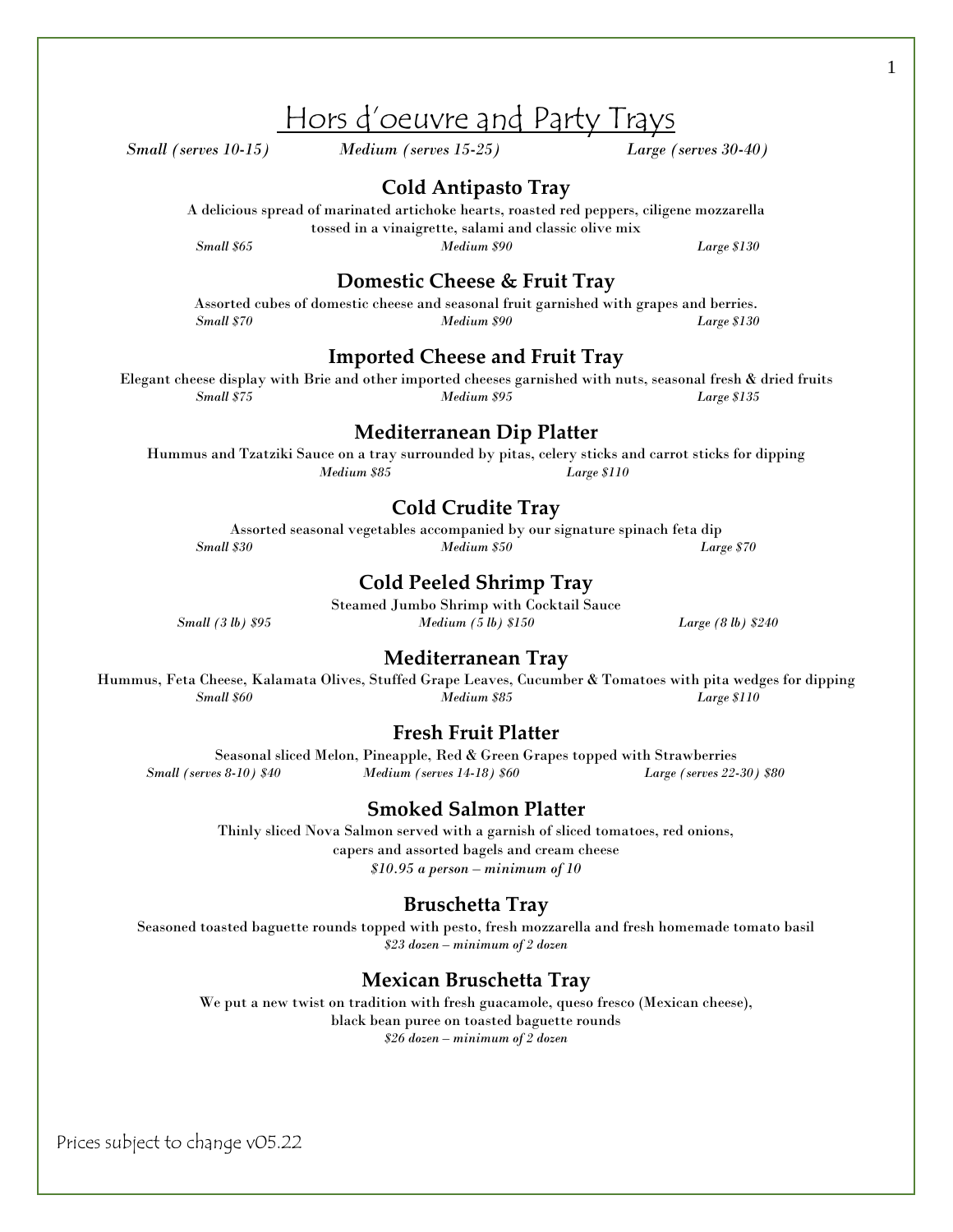# Hors d'oeuvre and Party Trays

*Small (serves 10-15)* *Medium (serves 15-25)* *Large (serves 30-40)*

### Cold Antipasto Tray

A delicious spread of marinated artichoke hearts, roasted red peppers, ciligene mozzarella tossed in a vinaigrette, salami and classic olive mix

*Small $65* *Medium $90* *Large $130*

### Domestic Cheese & Fruit Tray

Assorted cubes of domestic cheese and seasonal fruit garnished with grapes and berries.

*Small $70* *Medium $90* *Large $130*

### Imported Cheese and Fruit Tray

Elegant cheese display with Brie and other imported cheeses garnished with nuts, seasonal fresh & dried fruits

*Small $75* *Medium $95* *Large $135*

### Mediterranean Dip Platter

Hummus and Tzatziki Sauce on a tray surrounded by pitas, celery sticks and carrot sticks for dipping

*Medium $85* *Large $110*

### Cold Crudite Tray

Assorted seasonal vegetables accompanied by our signature spinach feta dip

*Small $30* *Medium $50* *Large $70*

### Cold Peeled Shrimp Tray

Steamed Jumbo Shrimp with Cocktail Sauce

*Small (3 lb) $95* *Medium (5 lb) $150* *Large (8 lb) $240*

### Mediterranean Tray

Hummus, Feta Cheese, Kalamata Olives, Stuffed Grape Leaves, Cucumber & Tomatoes with pita wedges for dipping

*Small $60* *Medium $85* *Large $110*

### Fresh Fruit Platter

Seasonal sliced Melon, Pineapple, Red & Green Grapes topped with Strawberries

*Small (serves 8-10) $40* *Medium (serves 14-18) $60* *Large (serves 22-30) $80*

### Smoked Salmon Platter

Thinly sliced Nova Salmon served with a garnish of sliced tomatoes, red onions, capers and assorted bagels and cream cheese

*$10.95 a person – minimum of 10*

### Bruschetta Tray

Seasoned toasted baguette rounds topped with pesto, fresh mozzarella and fresh homemade tomato basil

*$23 dozen – minimum of 2 dozen*

### Mexican Bruschetta Tray

We put a new twist on tradition with fresh guacamole, queso fresco (Mexican cheese), black bean puree on toasted baguette rounds

*$26 dozen – minimum of 2 dozen*

Prices subject to change v05.22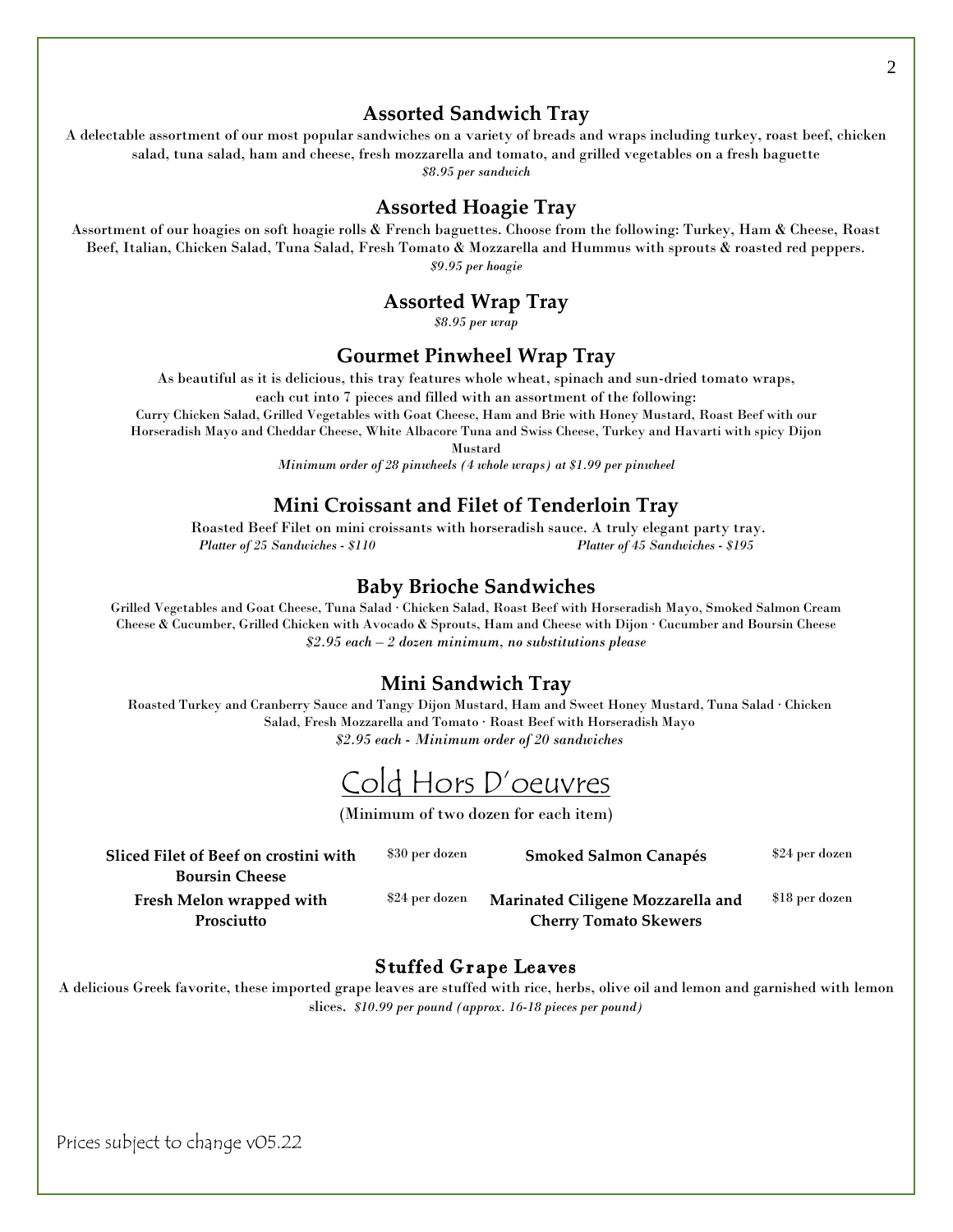## Assorted Sandwich Tray

A delectable assortment of our most popular sandwiches on a variety of breads and wraps including turkey, roast beef, chicken salad, tuna salad, ham and cheese, fresh mozzarella and tomato, and grilled vegetables on a fresh baguette

*$8.95 per sandwich*

## Assorted Hoagie Tray

Assortment of our hoagies on soft hoagie rolls & French baguettes. Choose from the following: Turkey, Ham & Cheese, Roast Beef, Italian, Chicken Salad, Tuna Salad, Fresh Tomato & Mozzarella and Hummus with sprouts & roasted red peppers.

*$9.95 per hoagie*

## Assorted Wrap Tray

*$8.95 per wrap*

## Gourmet Pinwheel Wrap Tray

As beautiful as it is delicious, this tray features whole wheat, spinach and sun-dried tomato wraps, each cut into 7 pieces and filled with an assortment of the following:

Curry Chicken Salad, Grilled Vegetables with Goat Cheese, Ham and Brie with Honey Mustard, Roast Beef with our Horseradish Mayo and Cheddar Cheese, White Albacore Tuna and Swiss Cheese, Turkey and Havarti with spicy Dijon Mustard

*Minimum order of 28 pinwheels (4 whole wraps) at $1.99 per pinwheel*

## Mini Croissant and Filet of Tenderloin Tray

Roasted Beef Filet on mini croissants with horseradish sauce. A truly elegant party tray.

*Platter of 25 Sandwiches - $110* | *Platter of 45 Sandwiches - $195*

## Baby Brioche Sandwiches

Grilled Vegetables and Goat Cheese, Tuna Salad · Chicken Salad, Roast Beef with Horseradish Mayo, Smoked Salmon Cream Cheese & Cucumber, Grilled Chicken with Avocado & Sprouts, Ham and Cheese with Dijon · Cucumber and Boursin Cheese

*$2.95 each – 2 dozen minimum, no substitutions please*

## Mini Sandwich Tray

Roasted Turkey and Cranberry Sauce and Tangy Dijon Mustard, Ham and Sweet Honey Mustard, Tuna Salad · Chicken Salad, Fresh Mozzarella and Tomato · Roast Beef with Horseradish Mayo

*$2.95 each - Minimum order of 20 sandwiches*

# Cold Hors D'oeuvres

(Minimum of two dozen for each item)

| Item | Price | Item | Price |
|---|---|---|---|
| **Sliced Filet of Beef on crostini with Boursin Cheese** | $30 per dozen | **Smoked Salmon Canapés** | $24 per dozen |
| **Fresh Melon wrapped with Prosciutto** | $24 per dozen | **Marinated Ciligene Mozzarella and Cherry Tomato Skewers** | $18 per dozen |

## Stuffed Grape Leaves

A delicious Greek favorite, these imported grape leaves are stuffed with rice, herbs, olive oil and lemon and garnished with lemon slices. *$10.99 per pound (approx. 16-18 pieces per pound)*

Prices subject to change v05.22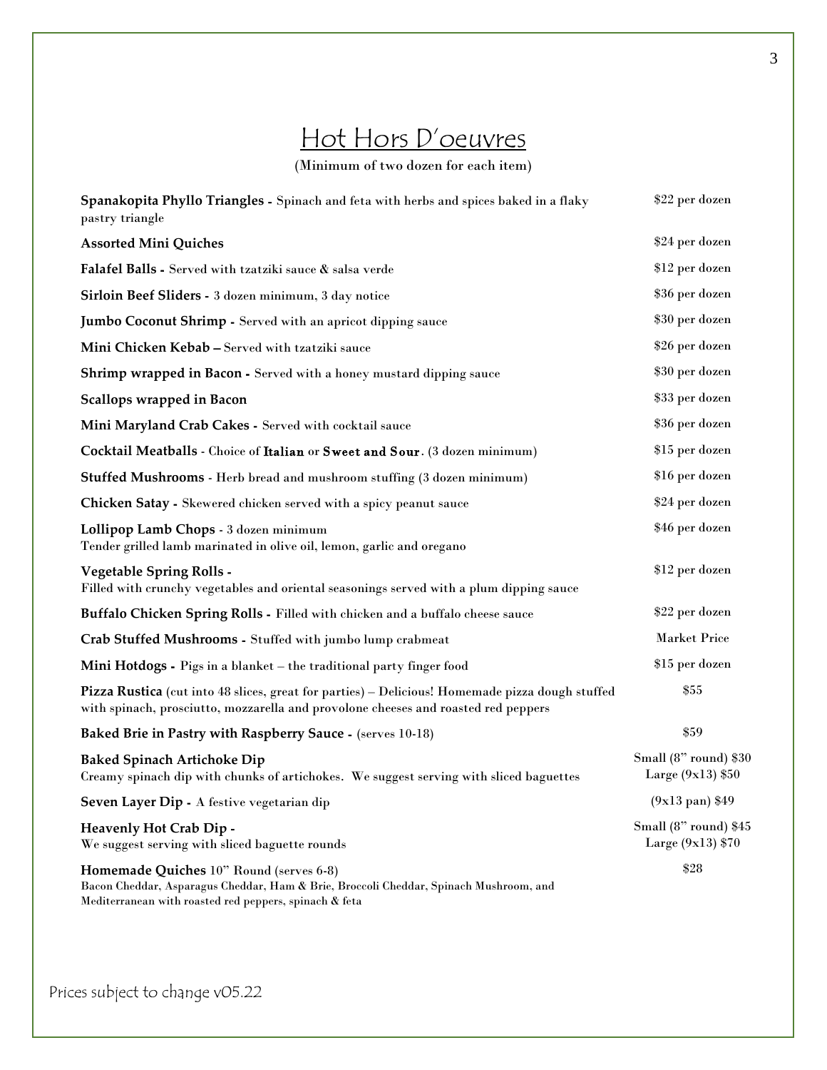# Hot Hors D'oeuvres

(Minimum of two dozen for each item)

| | |
|---|---|
| **Spanakopita Phyllo Triangles -** Spinach and feta with herbs and spices baked in a flaky pastry triangle | $22 per dozen |
| **Assorted Mini Quiches** | $24 per dozen |
| **Falafel Balls -** Served with tzatziki sauce & salsa verde | $12 per dozen |
| **Sirloin Beef Sliders -** 3 dozen minimum, 3 day notice | $36 per dozen |
| **Jumbo Coconut Shrimp -** Served with an apricot dipping sauce | $30 per dozen |
| **Mini Chicken Kebab –** Served with tzatziki sauce | $26 per dozen |
| **Shrimp wrapped in Bacon -** Served with a honey mustard dipping sauce | $30 per dozen |
| **Scallops wrapped in Bacon** | $33 per dozen |
| **Mini Maryland Crab Cakes -** Served with cocktail sauce | $36 per dozen |
| **Cocktail Meatballs** - Choice of **Italian** or **Sweet and Sour**. (3 dozen minimum) | $15 per dozen |
| **Stuffed Mushrooms** - Herb bread and mushroom stuffing (3 dozen minimum) | $16 per dozen |
| **Chicken Satay -** Skewered chicken served with a spicy peanut sauce | $24 per dozen |
| **Lollipop Lamb Chops** - 3 dozen minimum<br>Tender grilled lamb marinated in olive oil, lemon, garlic and oregano | $46 per dozen |
| **Vegetable Spring Rolls -**<br>Filled with crunchy vegetables and oriental seasonings served with a plum dipping sauce | $12 per dozen |
| **Buffalo Chicken Spring Rolls -** Filled with chicken and a buffalo cheese sauce | $22 per dozen |
| **Crab Stuffed Mushrooms -** Stuffed with jumbo lump crabmeat | Market Price |
| **Mini Hotdogs -** Pigs in a blanket – the traditional party finger food | $15 per dozen |
| **Pizza Rustica** (cut into 48 slices, great for parties) – Delicious! Homemade pizza dough stuffed with spinach, prosciutto, mozzarella and provolone cheeses and roasted red peppers | $55 |
| **Baked Brie in Pastry with Raspberry Sauce -** (serves 10-18) | $59 |
| **Baked Spinach Artichoke Dip**<br>Creamy spinach dip with chunks of artichokes. We suggest serving with sliced baguettes | Small (8" round) $30<br>Large (9x13) $50 |
| **Seven Layer Dip -** A festive vegetarian dip | (9x13 pan) $49 |
| **Heavenly Hot Crab Dip -**<br>We suggest serving with sliced baguette rounds | Small (8" round) $45<br>Large (9x13) $70 |
| **Homemade Quiches** 10" Round (serves 6-8)<br>Bacon Cheddar, Asparagus Cheddar, Ham & Brie, Broccoli Cheddar, Spinach Mushroom, and Mediterranean with roasted red peppers, spinach & feta | $28 |

Prices subject to change v05.22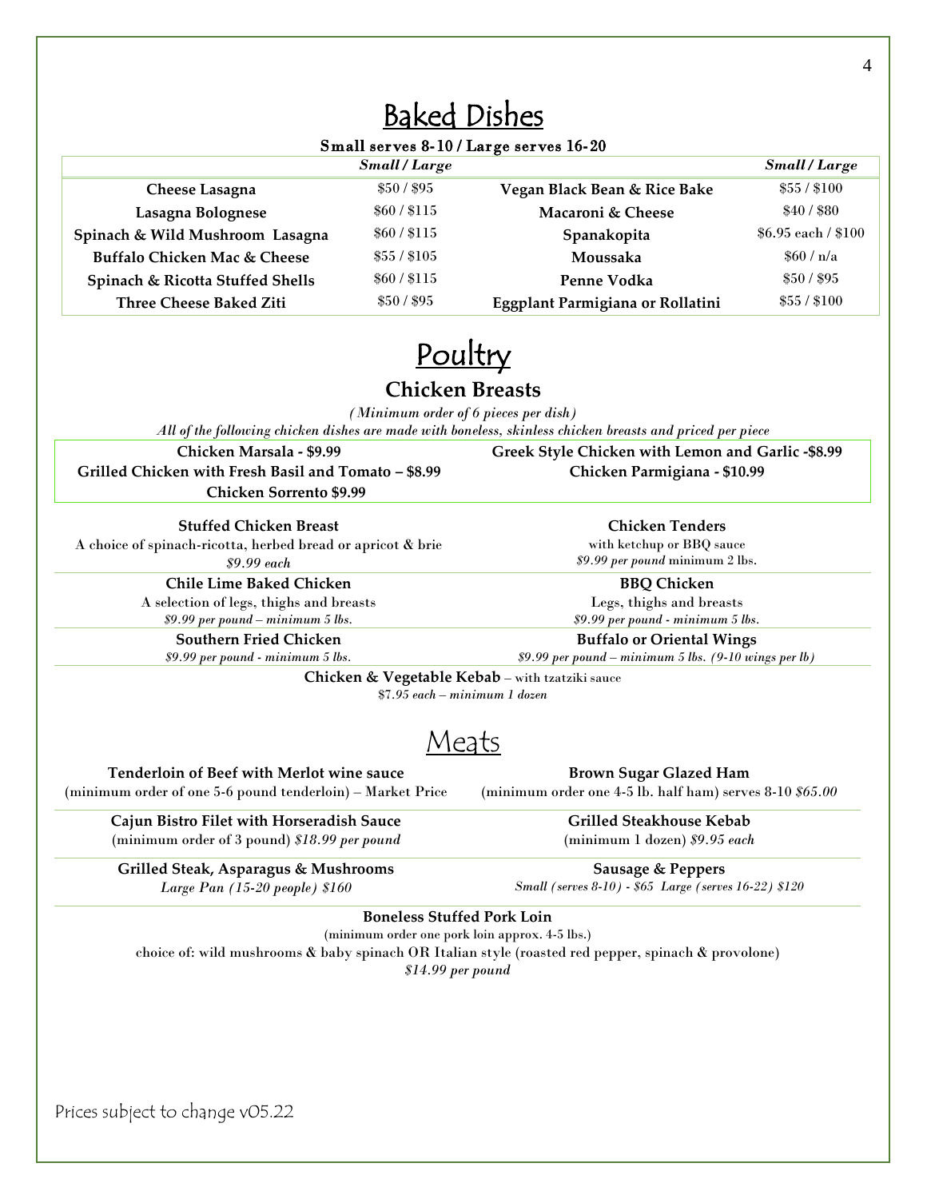# Baked Dishes

**Small serves 8-10 / Large serves 16-20**

| | *Small / Large* | | *Small / Large* |
|---|---|---|---|
| **Cheese Lasagna** | $50 / $95 | **Vegan Black Bean & Rice Bake** | $55 / $100 |
| **Lasagna Bolognese** | $60 / $115 | **Macaroni & Cheese** | $40 / $80 |
| **Spinach & Wild Mushroom Lasagna** | $60 / $115 | **Spanakopita** | $6.95 each / $100 |
| **Buffalo Chicken Mac & Cheese** | $55 / $105 | **Moussaka** | $60 / n/a |
| **Spinach & Ricotta Stuffed Shells** | $60 / $115 | **Penne Vodka** | $50 / $95 |
| **Three Cheese Baked Ziti** | $50 / $95 | **Eggplant Parmigiana or Rollatini** | $55 / $100 |

# Poultry

## Chicken Breasts

*(Minimum order of 6 pieces per dish)*

*All of the following chicken dishes are made with boneless, skinless chicken breasts and priced per piece*

**Chicken Marsala - $9.99**

**Grilled Chicken with Fresh Basil and Tomato – $8.99**

**Chicken Sorrento $9.99**

**Greek Style Chicken with Lemon and Garlic -$8.99**

**Chicken Parmigiana - $10.99**

**Stuffed Chicken Breast**
A choice of spinach-ricotta, herbed bread or apricot & brie
*$9.99 each*

**Chicken Tenders**
with ketchup or BBQ sauce
*$9.99 per pound* minimum 2 lbs.

**Chile Lime Baked Chicken**
A selection of legs, thighs and breasts
*$9.99 per pound – minimum 5 lbs.*

**BBQ Chicken**
Legs, thighs and breasts
*$9.99 per pound - minimum 5 lbs.*

**Southern Fried Chicken**
*$9.99 per pound - minimum 5 lbs.*

**Buffalo or Oriental Wings**
*$9.99 per pound – minimum 5 lbs. (9-10 wings per lb)*

**Chicken & Vegetable Kebab** – with tzatziki sauce
*$7.95 each – minimum 1 dozen*

# Meats

**Tenderloin of Beef with Merlot wine sauce**
(minimum order of one 5-6 pound tenderloin) – Market Price

**Brown Sugar Glazed Ham**
(minimum order one 4-5 lb. half ham) serves 8-10 *$65.00*

**Cajun Bistro Filet with Horseradish Sauce**
(minimum order of 3 pound) *$18.99 per pound*

**Grilled Steakhouse Kebab**
(minimum 1 dozen) *$9.95 each*

**Grilled Steak, Asparagus & Mushrooms**
*Large Pan (15-20 people) $160*

**Sausage & Peppers**
*Small (serves 8-10) - $65 Large (serves 16-22) $120*

**Boneless Stuffed Pork Loin**
(minimum order one pork loin approx. 4-5 lbs.)
choice of: wild mushrooms & baby spinach OR Italian style (roasted red pepper, spinach & provolone)
*$14.99 per pound*

Prices subject to change v05.22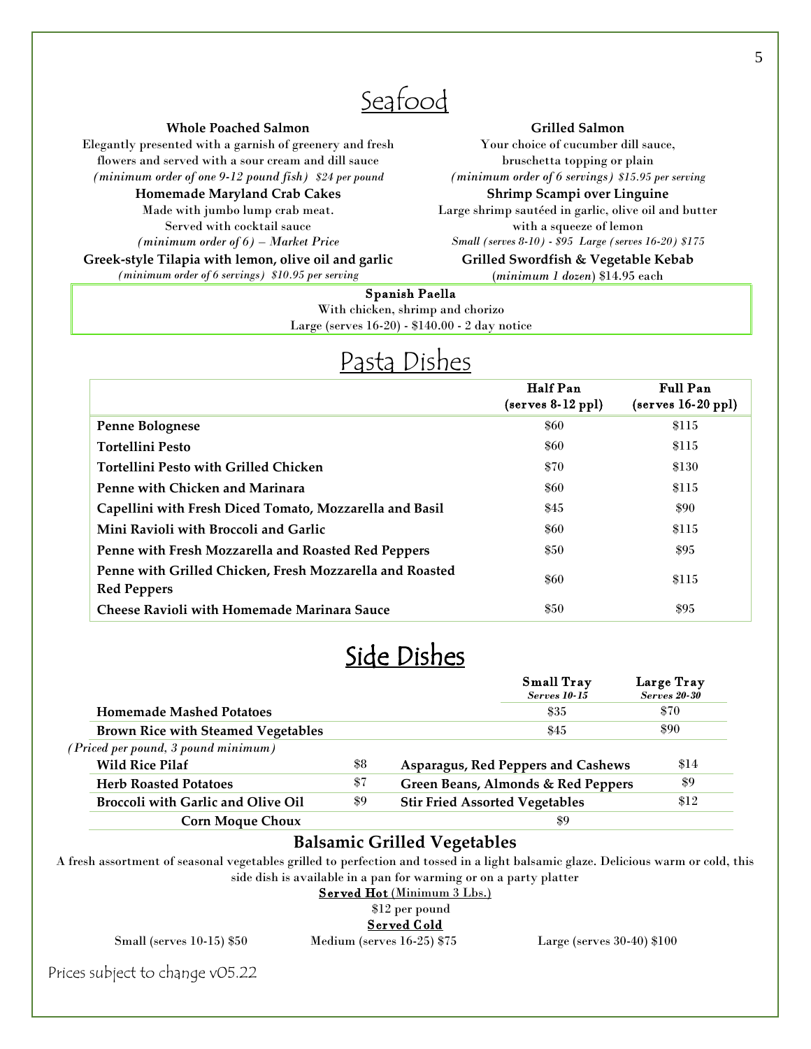# Seafood

**Whole Poached Salmon**
Elegantly presented with a garnish of greenery and fresh flowers and served with a sour cream and dill sauce
*(minimum order of one 9-12 pound fish) $24 per pound*

**Homemade Maryland Crab Cakes**
Made with jumbo lump crab meat.
Served with cocktail sauce
*(minimum order of 6) – Market Price*

**Greek-style Tilapia with lemon, olive oil and garlic**
*(minimum order of 6 servings) $10.95 per serving*

**Grilled Salmon**
Your choice of cucumber dill sauce, bruschetta topping or plain
*(minimum order of 6 servings) $15.95 per serving*

**Shrimp Scampi over Linguine**
Large shrimp sautéed in garlic, olive oil and butter with a squeeze of lemon
*Small (serves 8-10) - $95 Large (serves 16-20) $175*

**Grilled Swordfish & Vegetable Kebab**
(*minimum 1 dozen*) $14.95 each

**Spanish Paella**
With chicken, shrimp and chorizo
Large (serves 16-20) - $140.00 - 2 day notice

# Pasta Dishes

| | Half Pan (serves 8-12 ppl) | Full Pan (serves 16-20 ppl) |
|---|---|---|
| **Penne Bolognese** | $60 | $115 |
| **Tortellini Pesto** | $60 | $115 |
| **Tortellini Pesto with Grilled Chicken** | $70 | $130 |
| **Penne with Chicken and Marinara** | $60 | $115 |
| **Capellini with Fresh Diced Tomato, Mozzarella and Basil** | $45 | $90 |
| **Mini Ravioli with Broccoli and Garlic** | $60 | $115 |
| **Penne with Fresh Mozzarella and Roasted Red Peppers** | $50 | $95 |
| **Penne with Grilled Chicken, Fresh Mozzarella and Roasted Red Peppers** | $60 | $115 |
| **Cheese Ravioli with Homemade Marinara Sauce** | $50 | $95 |

# Side Dishes

| | Small Tray *Serves 10-15* | Large Tray *Serves 20-30* |
|---|---|---|
| **Homemade Mashed Potatoes** | $35 | $70 |
| **Brown Rice with Steamed Vegetables** | $45 | $90 |

*(Priced per pound, 3 pound minimum)*

| | | | |
|---|---|---|---|
| **Wild Rice Pilaf** | $8 | **Asparagus, Red Peppers and Cashews** | $14 |
| **Herb Roasted Potatoes** | $7 | **Green Beans, Almonds & Red Peppers** | $9 |
| **Broccoli with Garlic and Olive Oil** | $9 | **Stir Fried Assorted Vegetables** | $12 |
| **Corn Moque Choux** | $9 | | |

## Balsamic Grilled Vegetables

A fresh assortment of seasonal vegetables grilled to perfection and tossed in a light balsamic glaze. Delicious warm or cold, this side dish is available in a pan for warming or on a party platter

**Served Hot** (Minimum 3 Lbs.)
$12 per pound

**Served Cold**
Small (serves 10-15) $50 Medium (serves 16-25) $75 Large (serves 30-40) $100

Prices subject to change v05.22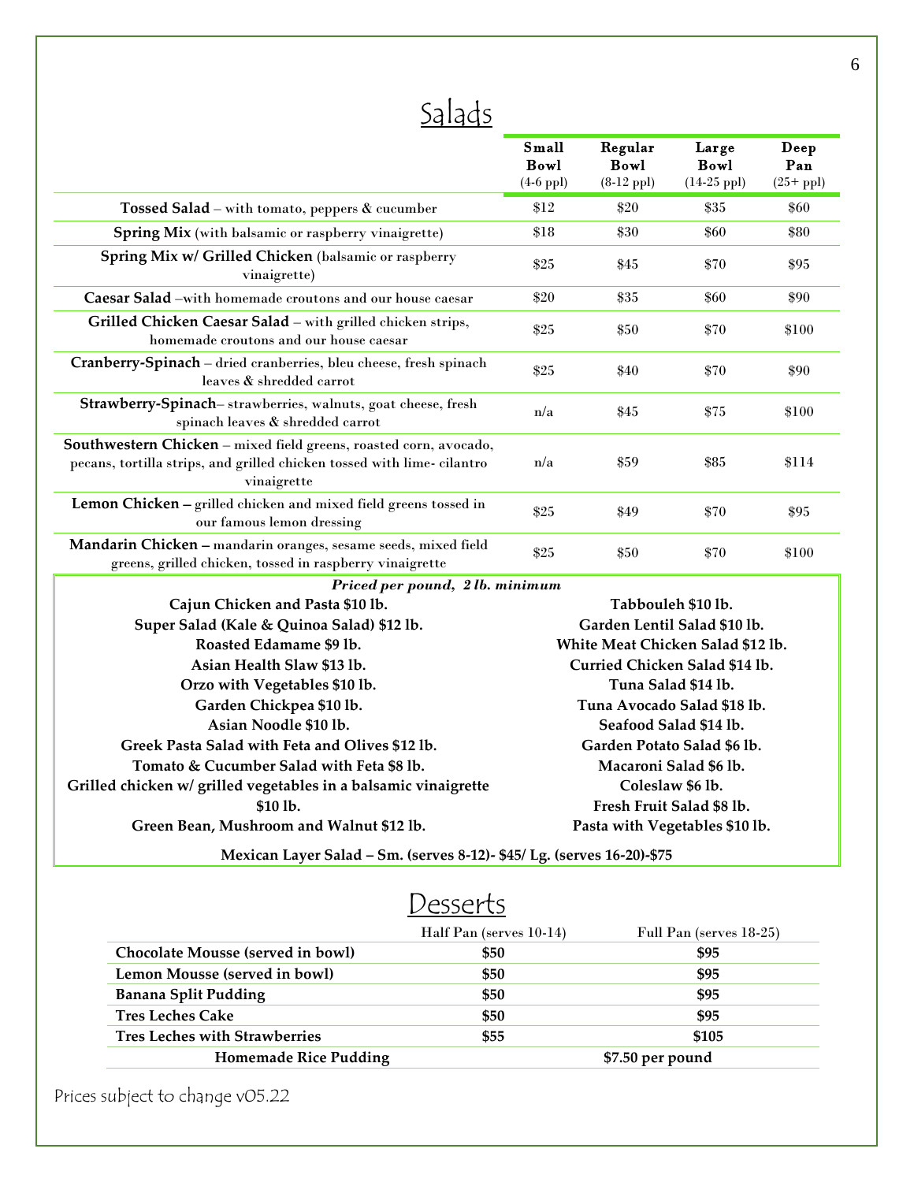## Salads

| | Small Bowl (4-6 ppl) | Regular Bowl (8-12 ppl) | Large Bowl (14-25 ppl) | Deep Pan (25+ ppl) |
|---|---|---|---|---|
| **Tossed Salad** – with tomato, peppers & cucumber | $12 | $20 | $35 | $60 |
| **Spring Mix** (with balsamic or raspberry vinaigrette) | $18 | $30 | $60 | $80 |
| **Spring Mix w/ Grilled Chicken** (balsamic or raspberry vinaigrette) | $25 | $45 | $70 | $95 |
| **Caesar Salad** –with homemade croutons and our house caesar | $20 | $35 | $60 | $90 |
| **Grilled Chicken Caesar Salad** – with grilled chicken strips, homemade croutons and our house caesar | $25 | $50 | $70 | $100 |
| **Cranberry-Spinach** – dried cranberries, bleu cheese, fresh spinach leaves & shredded carrot | $25 | $40 | $70 | $90 |
| **Strawberry-Spinach**– strawberries, walnuts, goat cheese, fresh spinach leaves & shredded carrot | n/a | $45 | $75 | $100 |
| **Southwestern Chicken** – mixed field greens, roasted corn, avocado, pecans, tortilla strips, and grilled chicken tossed with lime- cilantro vinaigrette | n/a | $59 | $85 | $114 |
| **Lemon Chicken** – grilled chicken and mixed field greens tossed in our famous lemon dressing | $25 | $49 | $70 | $95 |
| **Mandarin Chicken** – mandarin oranges, sesame seeds, mixed field greens, grilled chicken, tossed in raspberry vinaigrette | $25 | $50 | $70 | $100 |

***Priced per pound, 2 lb. minimum***

**Cajun Chicken and Pasta $10 lb.**
**Super Salad (Kale & Quinoa Salad) $12 lb.**
**Roasted Edamame $9 lb.**
**Asian Health Slaw $13 lb.**
**Orzo with Vegetables $10 lb.**
**Garden Chickpea $10 lb.**
**Asian Noodle $10 lb.**
**Greek Pasta Salad with Feta and Olives $12 lb.**
**Tomato & Cucumber Salad with Feta $8 lb.**
**Grilled chicken w/ grilled vegetables in a balsamic vinaigrette $10 lb.**
**Green Bean, Mushroom and Walnut $12 lb.**
**Tabbouleh $10 lb.**
**Garden Lentil Salad $10 lb.**
**White Meat Chicken Salad $12 lb.**
**Curried Chicken Salad $14 lb.**
**Tuna Salad $14 lb.**
**Tuna Avocado Salad $18 lb.**
**Seafood Salad $14 lb.**
**Garden Potato Salad $6 lb.**
**Macaroni Salad $6 lb.**
**Coleslaw $6 lb.**
**Fresh Fruit Salad $8 lb.**
**Pasta with Vegetables $10 lb.**

**Mexican Layer Salad – Sm. (serves 8-12)- $45/ Lg. (serves 16-20)-$75**

## Desserts

| | Half Pan (serves 10-14) | Full Pan (serves 18-25) |
|---|---|---|
| **Chocolate Mousse (served in bowl)** | **$50** | **$95** |
| **Lemon Mousse (served in bowl)** | **$50** | **$95** |
| **Banana Split Pudding** | **$50** | **$95** |
| **Tres Leches Cake** | **$50** | **$95** |
| **Tres Leches with Strawberries** | **$55** | **$105** |
| **Homemade Rice Pudding** | **$7.50 per pound** | |

Prices subject to change v05.22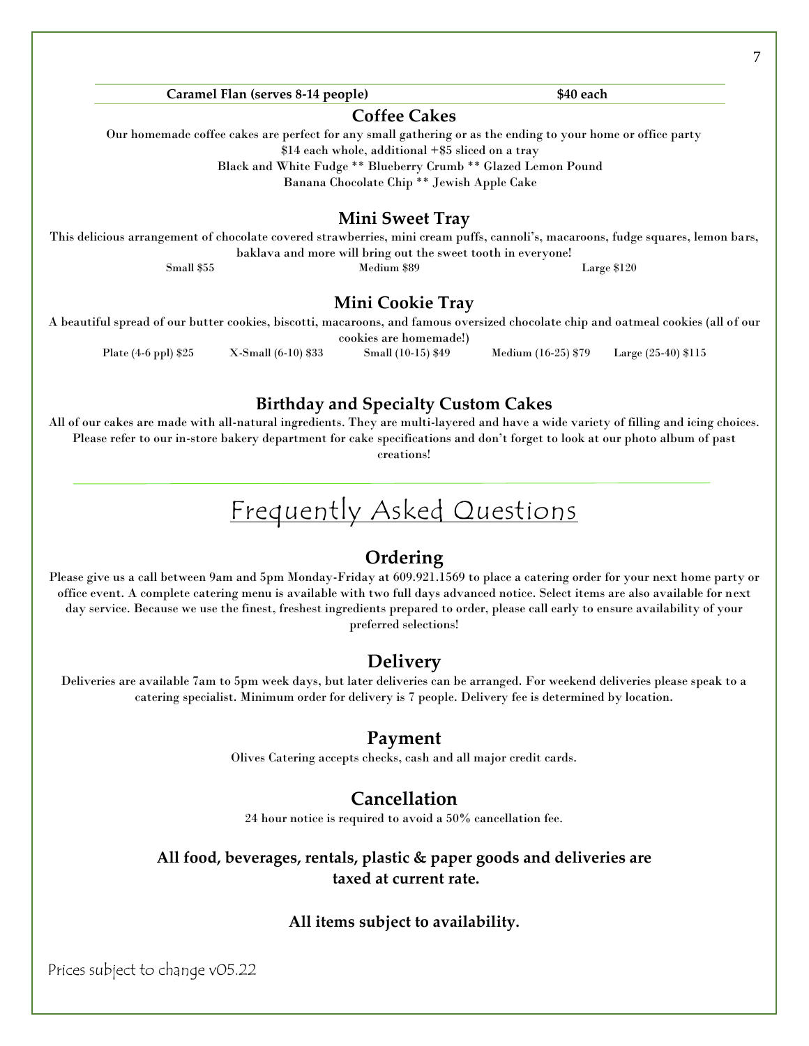| Caramel Flan (serves 8-14 people) | $40 each |
|---|---|

## Coffee Cakes

Our homemade coffee cakes are perfect for any small gathering or as the ending to your home or office party

$14 each whole, additional +$5 sliced on a tray

Black and White Fudge ** Blueberry Crumb ** Glazed Lemon Pound

Banana Chocolate Chip ** Jewish Apple Cake

## Mini Sweet Tray

This delicious arrangement of chocolate covered strawberries, mini cream puffs, cannoli's, macaroons, fudge squares, lemon bars, baklava and more will bring out the sweet tooth in everyone!

Small $55 Medium $89 Large $120

## Mini Cookie Tray

A beautiful spread of our butter cookies, biscotti, macaroons, and famous oversized chocolate chip and oatmeal cookies (all of our cookies are homemade!)

Plate (4-6 ppl) $25 X-Small (6-10) $33 Small (10-15) $49 Medium (16-25) $79 Large (25-40) $115

## Birthday and Specialty Custom Cakes

All of our cakes are made with all-natural ingredients. They are multi-layered and have a wide variety of filling and icing choices. Please refer to our in-store bakery department for cake specifications and don't forget to look at our photo album of past creations!

# Frequently Asked Questions

## Ordering

Please give us a call between 9am and 5pm Monday-Friday at 609.921.1569 to place a catering order for your next home party or office event. A complete catering menu is available with two full days advanced notice. Select items are also available for next day service. Because we use the finest, freshest ingredients prepared to order, please call early to ensure availability of your preferred selections!

## Delivery

Deliveries are available 7am to 5pm week days, but later deliveries can be arranged. For weekend deliveries please speak to a catering specialist. Minimum order for delivery is 7 people. Delivery fee is determined by location.

## Payment

Olives Catering accepts checks, cash and all major credit cards.

## Cancellation

24 hour notice is required to avoid a 50% cancellation fee.

**All food, beverages, rentals, plastic & paper goods and deliveries are taxed at current rate.**

**All items subject to availability.**

Prices subject to change v05.22